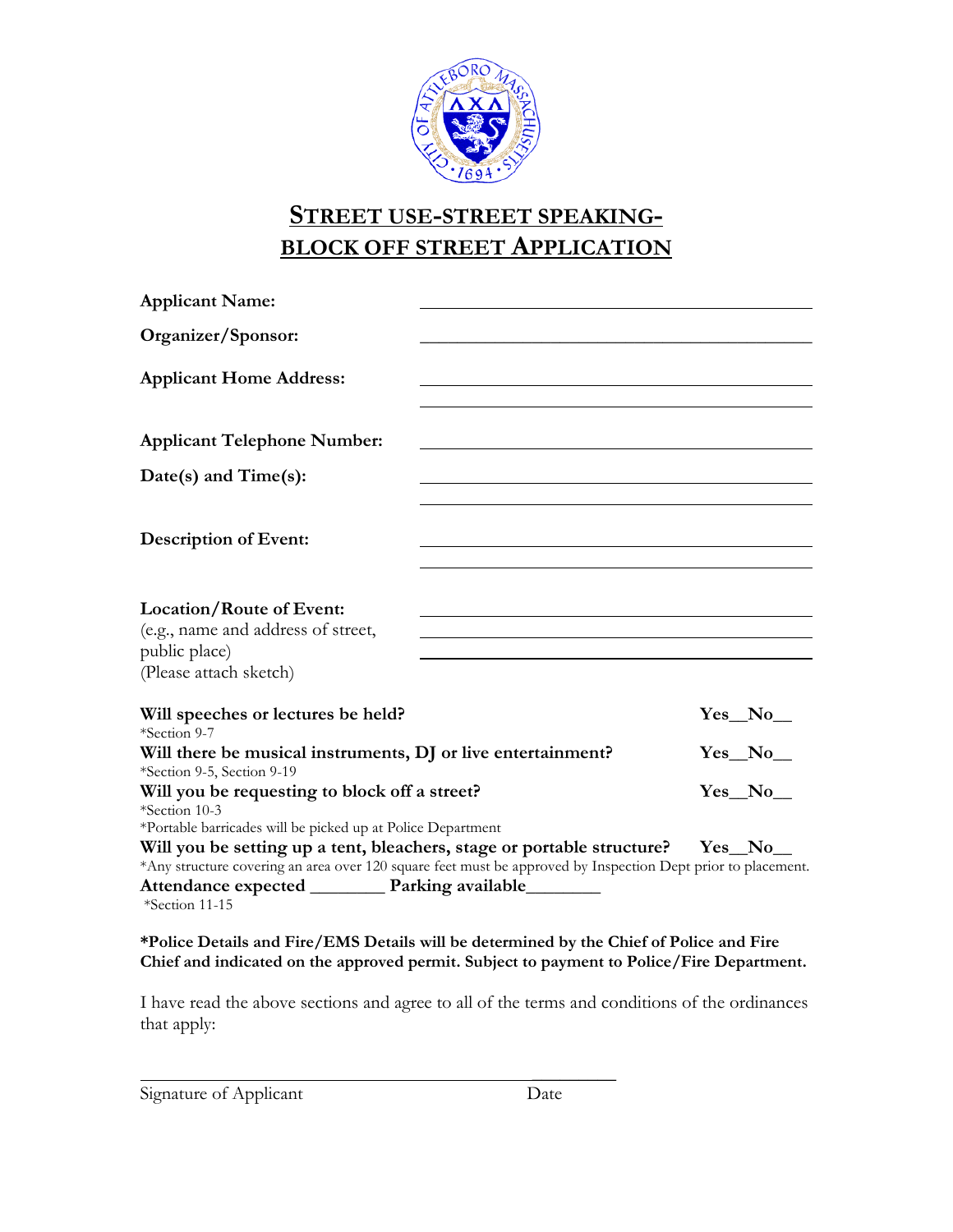# STREET USE-STREET SPEAKING-BLOCK OFF STREET APPLICATION

**Applicant Name:** ______________________________

**Organizer/Sponsor:** ______________________________

**Applicant Home Address:** ______________________________
______________________________

**Applicant Telephone Number:** ______________________________

**Date(s) and Time(s):** ______________________________
______________________________

**Description of Event:** ______________________________
______________________________

**Location/Route of Event:**
(e.g., name and address of street, public place)
(Please attach sketch)
______________________________
______________________________
______________________________

**Will speeches or lectures be held?** **Yes__No__**
*Section 9-7

**Will there be musical instruments, DJ or live entertainment?** **Yes__No__**
*Section 9-5, Section 9-19

**Will you be requesting to block off a street?** **Yes__No__**
*Section 10-3
*Portable barricades will be picked up at Police Department

**Will you be setting up a tent, bleachers, stage or portable structure?** **Yes__No__**
*Any structure covering an area over 120 square feet must be approved by Inspection Dept prior to placement.

**Attendance expected ________ Parking available________**
*Section 11-15

**\*Police Details and Fire/EMS Details will be determined by the Chief of Police and Fire Chief and indicated on the approved permit. Subject to payment to Police/Fire Department.**

I have read the above sections and agree to all of the terms and conditions of the ordinances that apply:

______________________________
Signature of Applicant Date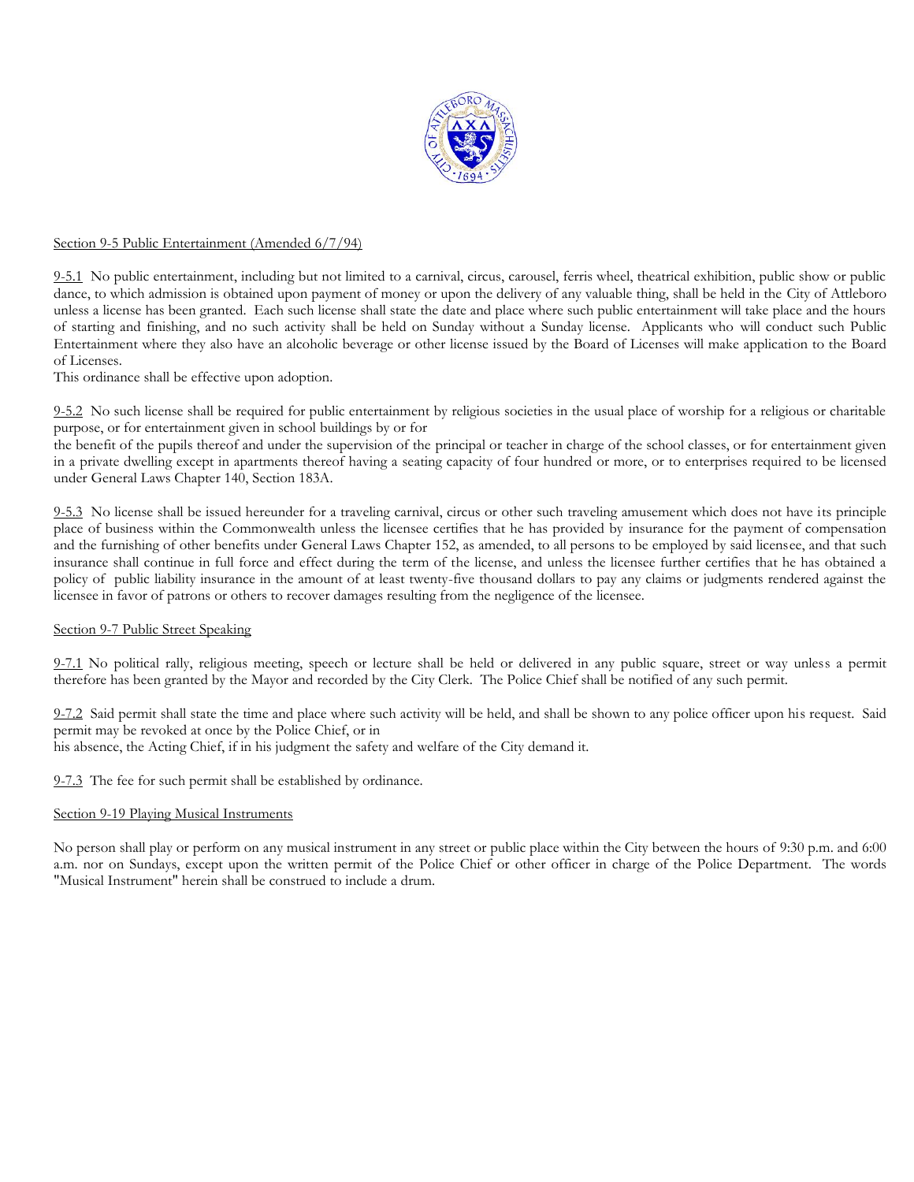Section 9-5 Public Entertainment (Amended 6/7/94)

9-5.1 No public entertainment, including but not limited to a carnival, circus, carousel, ferris wheel, theatrical exhibition, public show or public dance, to which admission is obtained upon payment of money or upon the delivery of any valuable thing, shall be held in the City of Attleboro unless a license has been granted. Each such license shall state the date and place where such public entertainment will take place and the hours of starting and finishing, and no such activity shall be held on Sunday without a Sunday license. Applicants who will conduct such Public Entertainment where they also have an alcoholic beverage or other license issued by the Board of Licenses will make application to the Board of Licenses.
This ordinance shall be effective upon adoption.

9-5.2 No such license shall be required for public entertainment by religious societies in the usual place of worship for a religious or charitable purpose, or for entertainment given in school buildings by or for the benefit of the pupils thereof and under the supervision of the principal or teacher in charge of the school classes, or for entertainment given in a private dwelling except in apartments thereof having a seating capacity of four hundred or more, or to enterprises required to be licensed under General Laws Chapter 140, Section 183A.

9-5.3 No license shall be issued hereunder for a traveling carnival, circus or other such traveling amusement which does not have its principle place of business within the Commonwealth unless the licensee certifies that he has provided by insurance for the payment of compensation and the furnishing of other benefits under General Laws Chapter 152, as amended, to all persons to be employed by said licensee, and that such insurance shall continue in full force and effect during the term of the license, and unless the licensee further certifies that he has obtained a policy of public liability insurance in the amount of at least twenty-five thousand dollars to pay any claims or judgments rendered against the licensee in favor of patrons or others to recover damages resulting from the negligence of the licensee.

Section 9-7 Public Street Speaking

9-7.1 No political rally, religious meeting, speech or lecture shall be held or delivered in any public square, street or way unless a permit therefore has been granted by the Mayor and recorded by the City Clerk. The Police Chief shall be notified of any such permit.

9-7.2 Said permit shall state the time and place where such activity will be held, and shall be shown to any police officer upon his request. Said permit may be revoked at once by the Police Chief, or in his absence, the Acting Chief, if in his judgment the safety and welfare of the City demand it.

9-7.3 The fee for such permit shall be established by ordinance.

Section 9-19 Playing Musical Instruments

No person shall play or perform on any musical instrument in any street or public place within the City between the hours of 9:30 p.m. and 6:00 a.m. nor on Sundays, except upon the written permit of the Police Chief or other officer in charge of the Police Department. The words "Musical Instrument" herein shall be construed to include a drum.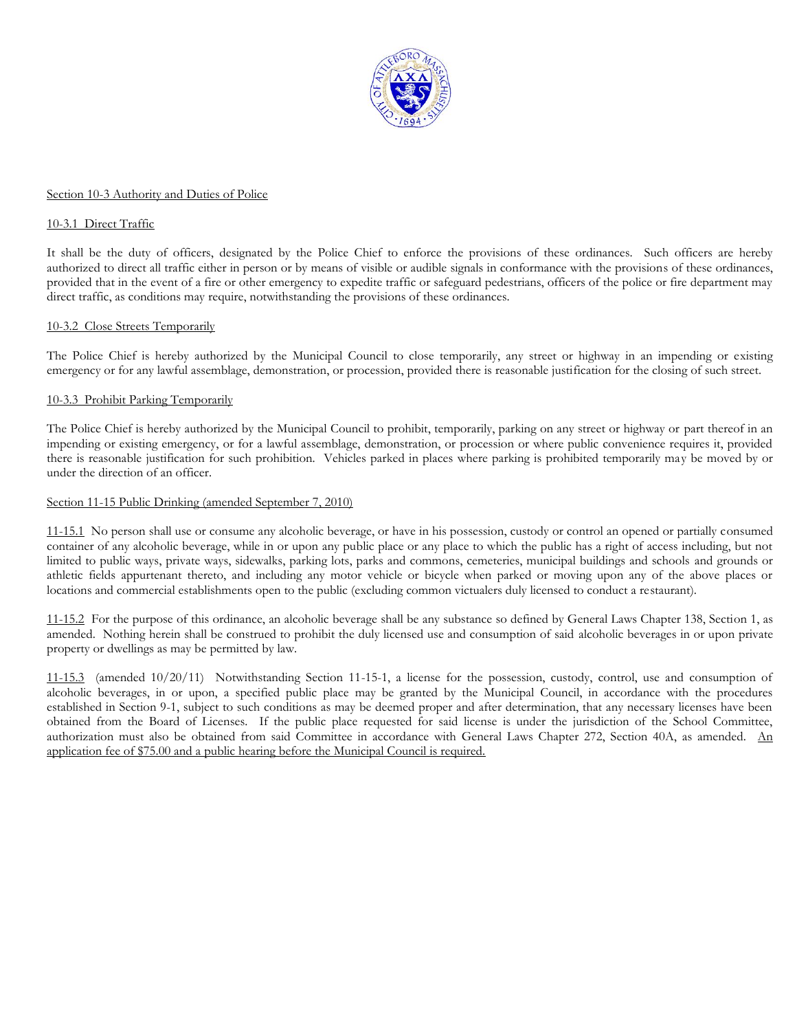Section 10-3 Authority and Duties of Police

10-3.1 Direct Traffic

It shall be the duty of officers, designated by the Police Chief to enforce the provisions of these ordinances. Such officers are hereby authorized to direct all traffic either in person or by means of visible or audible signals in conformance with the provisions of these ordinances, provided that in the event of a fire or other emergency to expedite traffic or safeguard pedestrians, officers of the police or fire department may direct traffic, as conditions may require, notwithstanding the provisions of these ordinances.

10-3.2 Close Streets Temporarily

The Police Chief is hereby authorized by the Municipal Council to close temporarily, any street or highway in an impending or existing emergency or for any lawful assemblage, demonstration, or procession, provided there is reasonable justification for the closing of such street.

10-3.3 Prohibit Parking Temporarily

The Police Chief is hereby authorized by the Municipal Council to prohibit, temporarily, parking on any street or highway or part thereof in an impending or existing emergency, or for a lawful assemblage, demonstration, or procession or where public convenience requires it, provided there is reasonable justification for such prohibition. Vehicles parked in places where parking is prohibited temporarily may be moved by or under the direction of an officer.

Section 11-15 Public Drinking (amended September 7, 2010)

11-15.1 No person shall use or consume any alcoholic beverage, or have in his possession, custody or control an opened or partially consumed container of any alcoholic beverage, while in or upon any public place or any place to which the public has a right of access including, but not limited to public ways, private ways, sidewalks, parking lots, parks and commons, cemeteries, municipal buildings and schools and grounds or athletic fields appurtenant thereto, and including any motor vehicle or bicycle when parked or moving upon any of the above places or locations and commercial establishments open to the public (excluding common victualers duly licensed to conduct a restaurant).

11-15.2 For the purpose of this ordinance, an alcoholic beverage shall be any substance so defined by General Laws Chapter 138, Section 1, as amended. Nothing herein shall be construed to prohibit the duly licensed use and consumption of said alcoholic beverages in or upon private property or dwellings as may be permitted by law.

11-15.3 (amended 10/20/11) Notwithstanding Section 11-15-1, a license for the possession, custody, control, use and consumption of alcoholic beverages, in or upon, a specified public place may be granted by the Municipal Council, in accordance with the procedures established in Section 9-1, subject to such conditions as may be deemed proper and after determination, that any necessary licenses have been obtained from the Board of Licenses. If the public place requested for said license is under the jurisdiction of the School Committee, authorization must also be obtained from said Committee in accordance with General Laws Chapter 272, Section 40A, as amended. An application fee of $75.00 and a public hearing before the Municipal Council is required.